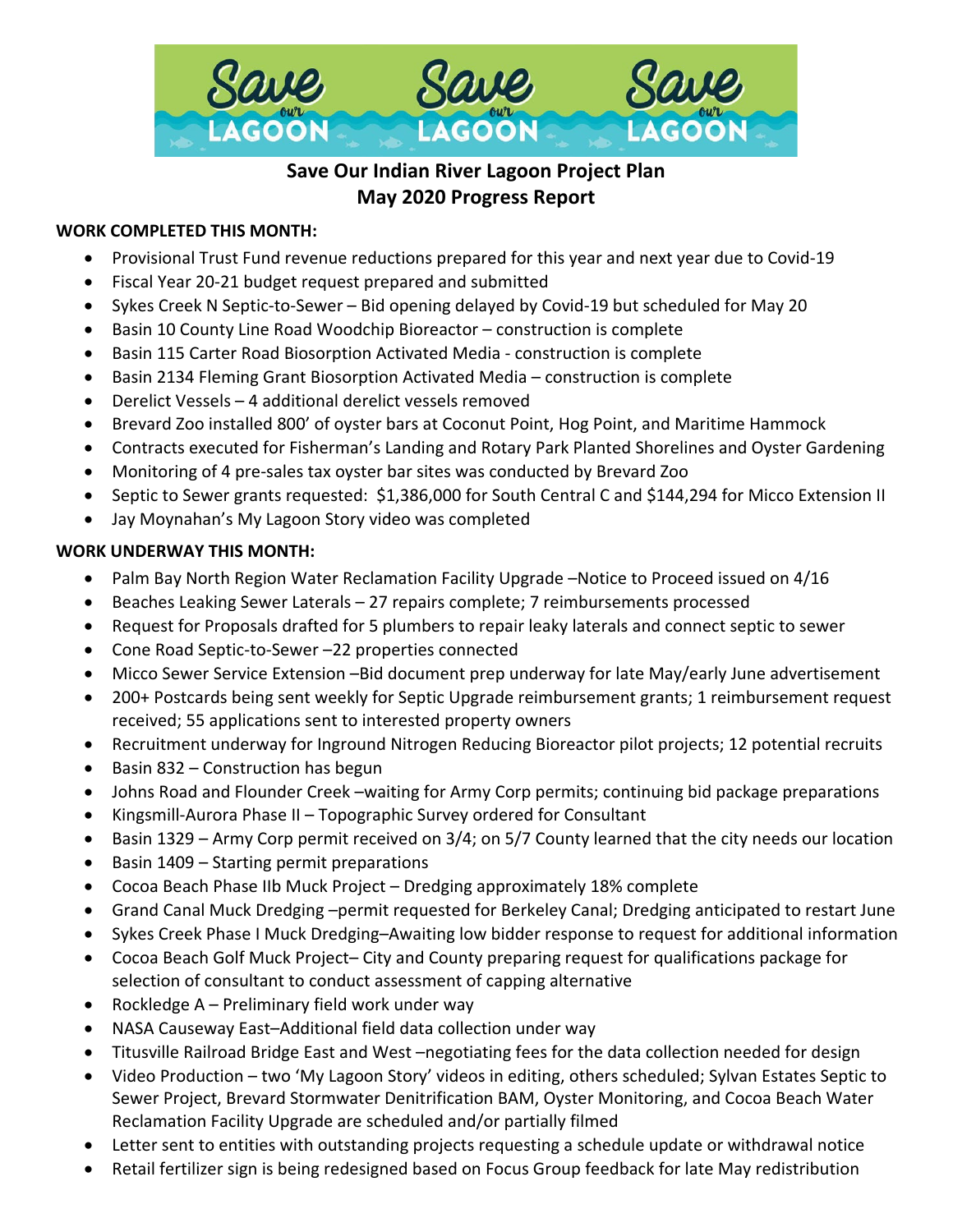# Save Our Indian River Lagoon Project Plan
## May 2020 Progress Report

**WORK COMPLETED THIS MONTH:**

- Provisional Trust Fund revenue reductions prepared for this year and next year due to Covid-19
- Fiscal Year 20-21 budget request prepared and submitted
- Sykes Creek N Septic-to-Sewer – Bid opening delayed by Covid-19 but scheduled for May 20
- Basin 10 County Line Road Woodchip Bioreactor – construction is complete
- Basin 115 Carter Road Biosorption Activated Media - construction is complete
- Basin 2134 Fleming Grant Biosorption Activated Media – construction is complete
- Derelict Vessels – 4 additional derelict vessels removed
- Brevard Zoo installed 800' of oyster bars at Coconut Point, Hog Point, and Maritime Hammock
- Contracts executed for Fisherman's Landing and Rotary Park Planted Shorelines and Oyster Gardening
- Monitoring of 4 pre-sales tax oyster bar sites was conducted by Brevard Zoo
- Septic to Sewer grants requested: $1,386,000 for South Central C and $144,294 for Micco Extension II
- Jay Moynahan's My Lagoon Story video was completed

**WORK UNDERWAY THIS MONTH:**

- Palm Bay North Region Water Reclamation Facility Upgrade –Notice to Proceed issued on 4/16
- Beaches Leaking Sewer Laterals – 27 repairs complete; 7 reimbursements processed
- Request for Proposals drafted for 5 plumbers to repair leaky laterals and connect septic to sewer
- Cone Road Septic-to-Sewer –22 properties connected
- Micco Sewer Service Extension –Bid document prep underway for late May/early June advertisement
- 200+ Postcards being sent weekly for Septic Upgrade reimbursement grants; 1 reimbursement request received; 55 applications sent to interested property owners
- Recruitment underway for Inground Nitrogen Reducing Bioreactor pilot projects; 12 potential recruits
- Basin 832 – Construction has begun
- Johns Road and Flounder Creek –waiting for Army Corp permits; continuing bid package preparations
- Kingsmill-Aurora Phase II – Topographic Survey ordered for Consultant
- Basin 1329 – Army Corp permit received on 3/4; on 5/7 County learned that the city needs our location
- Basin 1409 – Starting permit preparations
- Cocoa Beach Phase IIb Muck Project – Dredging approximately 18% complete
- Grand Canal Muck Dredging –permit requested for Berkeley Canal; Dredging anticipated to restart June
- Sykes Creek Phase I Muck Dredging–Awaiting low bidder response to request for additional information
- Cocoa Beach Golf Muck Project– City and County preparing request for qualifications package for selection of consultant to conduct assessment of capping alternative
- Rockledge A – Preliminary field work under way
- NASA Causeway East–Additional field data collection under way
- Titusville Railroad Bridge East and West –negotiating fees for the data collection needed for design
- Video Production – two 'My Lagoon Story' videos in editing, others scheduled; Sylvan Estates Septic to Sewer Project, Brevard Stormwater Denitrification BAM, Oyster Monitoring, and Cocoa Beach Water Reclamation Facility Upgrade are scheduled and/or partially filmed
- Letter sent to entities with outstanding projects requesting a schedule update or withdrawal notice
- Retail fertilizer sign is being redesigned based on Focus Group feedback for late May redistribution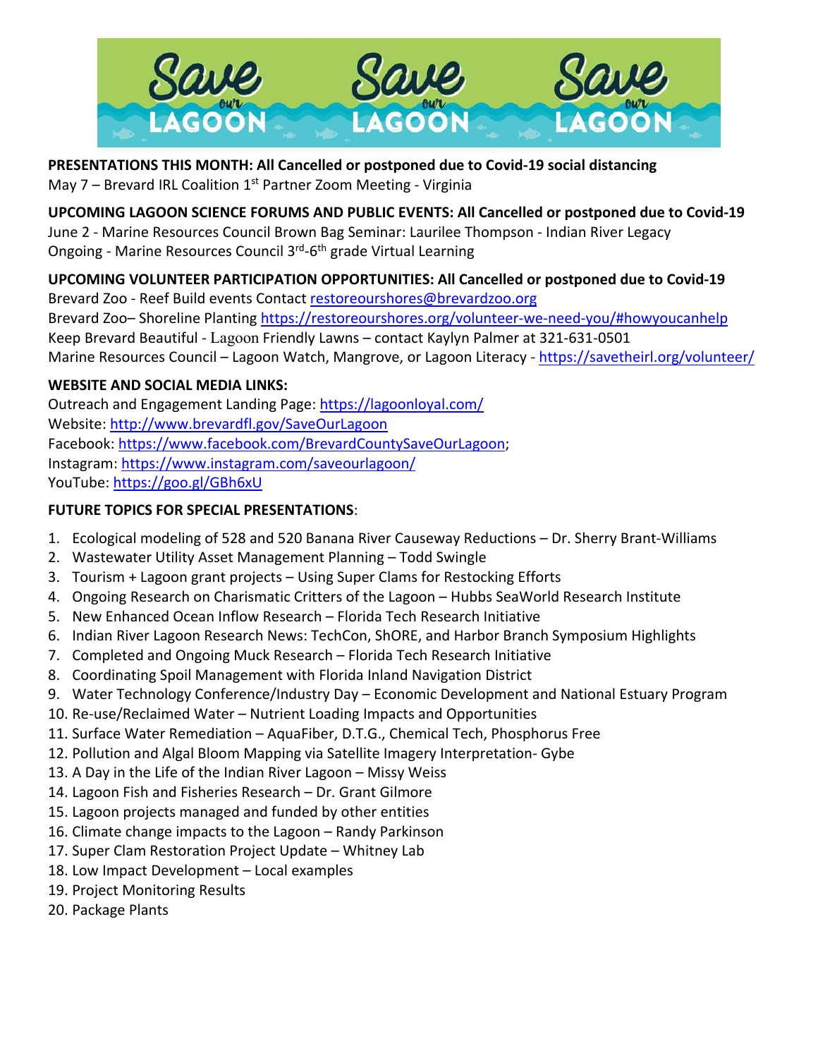**PRESENTATIONS THIS MONTH: All Cancelled or postponed due to Covid-19 social distancing**
May 7 – Brevard IRL Coalition 1st Partner Zoom Meeting - Virginia

**UPCOMING LAGOON SCIENCE FORUMS AND PUBLIC EVENTS: All Cancelled or postponed due to Covid-19**
June 2 - Marine Resources Council Brown Bag Seminar: Laurilee Thompson - Indian River Legacy
Ongoing - Marine Resources Council 3rd-6th grade Virtual Learning

**UPCOMING VOLUNTEER PARTICIPATION OPPORTUNITIES: All Cancelled or postponed due to Covid-19**
Brevard Zoo - Reef Build events Contact restoreourshores@brevardzoo.org
Brevard Zoo– Shoreline Planting https://restoreourshores.org/volunteer-we-need-you/#howyoucanhelp
Keep Brevard Beautiful - Lagoon Friendly Lawns – contact Kaylyn Palmer at 321-631-0501
Marine Resources Council – Lagoon Watch, Mangrove, or Lagoon Literacy - https://savetheirl.org/volunteer/

**WEBSITE AND SOCIAL MEDIA LINKS:**
Outreach and Engagement Landing Page: https://lagoonloyal.com/
Website: http://www.brevardfl.gov/SaveOurLagoon
Facebook: https://www.facebook.com/BrevardCountySaveOurLagoon;
Instagram: https://www.instagram.com/saveourlagoon/
YouTube: https://goo.gl/GBh6xU

**FUTURE TOPICS FOR SPECIAL PRESENTATIONS**:

1. Ecological modeling of 528 and 520 Banana River Causeway Reductions – Dr. Sherry Brant-Williams
2. Wastewater Utility Asset Management Planning – Todd Swingle
3. Tourism + Lagoon grant projects – Using Super Clams for Restocking Efforts
4. Ongoing Research on Charismatic Critters of the Lagoon – Hubbs SeaWorld Research Institute
5. New Enhanced Ocean Inflow Research – Florida Tech Research Initiative
6. Indian River Lagoon Research News: TechCon, ShORE, and Harbor Branch Symposium Highlights
7. Completed and Ongoing Muck Research – Florida Tech Research Initiative
8. Coordinating Spoil Management with Florida Inland Navigation District
9. Water Technology Conference/Industry Day – Economic Development and National Estuary Program
10. Re-use/Reclaimed Water – Nutrient Loading Impacts and Opportunities
11. Surface Water Remediation – AquaFiber, D.T.G., Chemical Tech, Phosphorus Free
12. Pollution and Algal Bloom Mapping via Satellite Imagery Interpretation- Gybe
13. A Day in the Life of the Indian River Lagoon – Missy Weiss
14. Lagoon Fish and Fisheries Research – Dr. Grant Gilmore
15. Lagoon projects managed and funded by other entities
16. Climate change impacts to the Lagoon – Randy Parkinson
17. Super Clam Restoration Project Update – Whitney Lab
18. Low Impact Development – Local examples
19. Project Monitoring Results
20. Package Plants